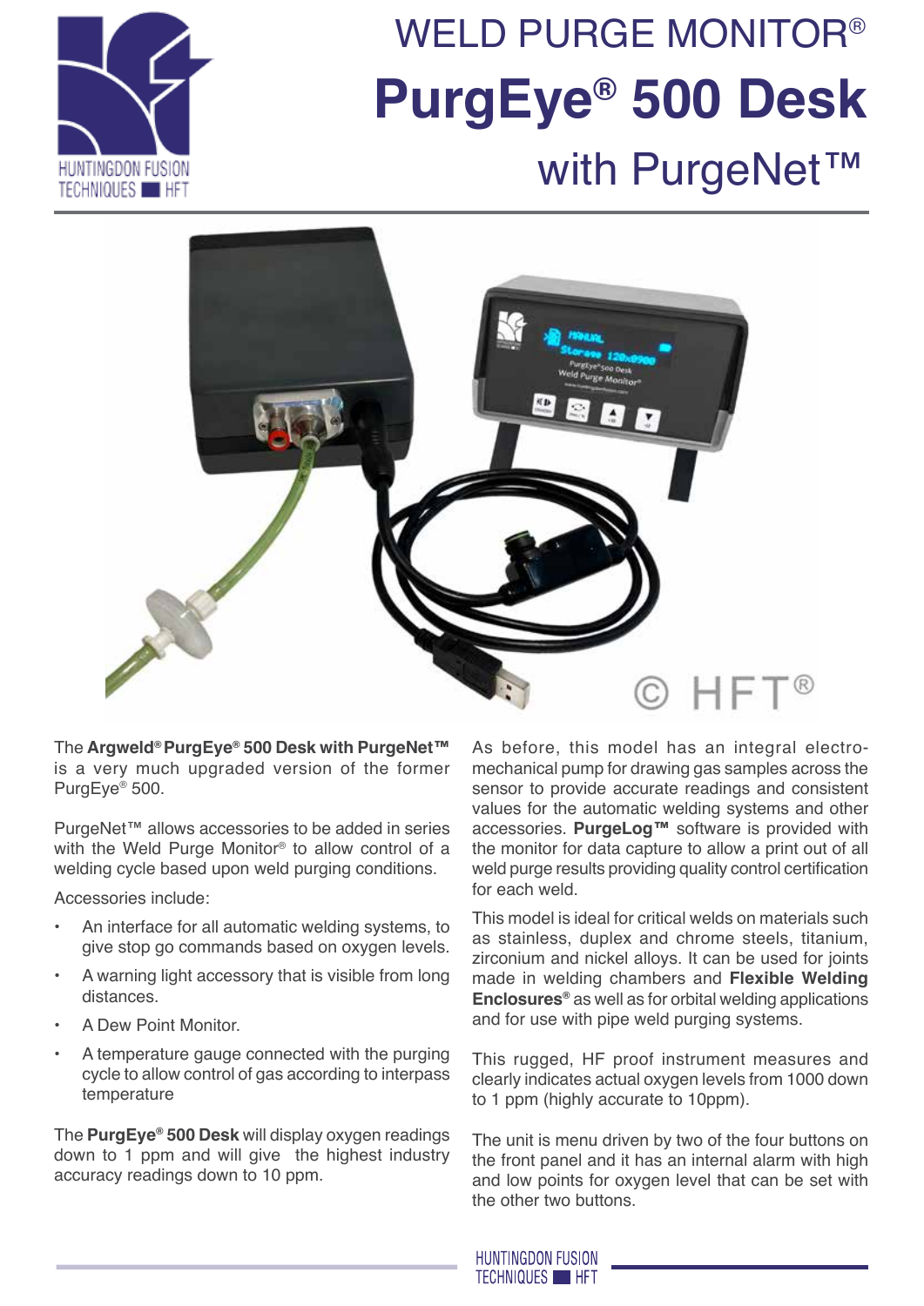# WELD PURGE MONITOR®

# PurgEye® 500 Desk

## with PurgeNet™

The **Argweld® PurgEye® 500 Desk with PurgeNet™** is a very much upgraded version of the former PurgEye® 500.

PurgeNet™ allows accessories to be added in series with the Weld Purge Monitor® to allow control of a welding cycle based upon weld purging conditions.

Accessories include:

- An interface for all automatic welding systems, to give stop go commands based on oxygen levels.
- A warning light accessory that is visible from long distances.
- A Dew Point Monitor.
- A temperature gauge connected with the purging cycle to allow control of gas according to interpass temperature

The **PurgEye® 500 Desk** will display oxygen readings down to 1 ppm and will give the highest industry accuracy readings down to 10 ppm.

As before, this model has an integral electro-mechanical pump for drawing gas samples across the sensor to provide accurate readings and consistent values for the automatic welding systems and other accessories. **PurgeLog™** software is provided with the monitor for data capture to allow a print out of all weld purge results providing quality control certification for each weld.

This model is ideal for critical welds on materials such as stainless, duplex and chrome steels, titanium, zirconium and nickel alloys. It can be used for joints made in welding chambers and **Flexible Welding Enclosures®** as well as for orbital welding applications and for use with pipe weld purging systems.

This rugged, HF proof instrument measures and clearly indicates actual oxygen levels from 1000 down to 1 ppm (highly accurate to 10ppm).

The unit is menu driven by two of the four buttons on the front panel and it has an internal alarm with high and low points for oxygen level that can be set with the other two buttons.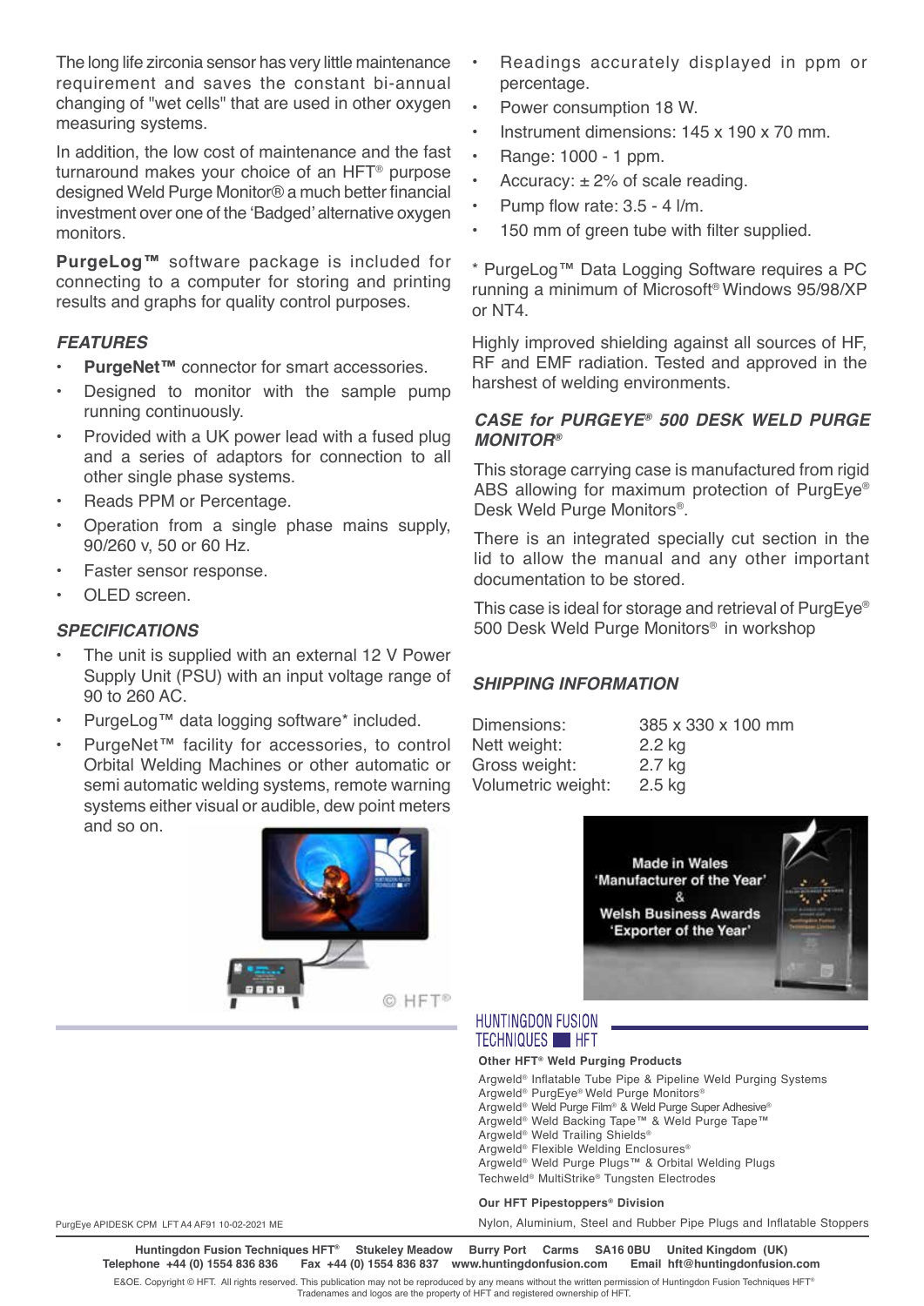The long life zirconia sensor has very little maintenance requirement and saves the constant bi-annual changing of "wet cells" that are used in other oxygen measuring systems.

In addition, the low cost of maintenance and the fast turnaround makes your choice of an HFT® purpose designed Weld Purge Monitor® a much better financial investment over one of the 'Badged' alternative oxygen monitors.

**PurgeLog™** software package is included for connecting to a computer for storing and printing results and graphs for quality control purposes.

### *FEATURES*

- **PurgeNet™** connector for smart accessories.
- Designed to monitor with the sample pump running continuously.
- Provided with a UK power lead with a fused plug and a series of adaptors for connection to all other single phase systems.
- Reads PPM or Percentage.
- Operation from a single phase mains supply, 90/260 v, 50 or 60 Hz.
- Faster sensor response.
- OLED screen.

### *SPECIFICATIONS*

- The unit is supplied with an external 12 V Power Supply Unit (PSU) with an input voltage range of 90 to 260 AC.
- PurgeLog™ data logging software* included.
- PurgeNet™ facility for accessories, to control Orbital Welding Machines or other automatic or semi automatic welding systems, remote warning systems either visual or audible, dew point meters and so on.
- Readings accurately displayed in ppm or percentage.
- Power consumption 18 W.
- Instrument dimensions: 145 x 190 x 70 mm.
- Range: 1000 - 1 ppm.
- Accuracy: ± 2% of scale reading.
- Pump flow rate: 3.5 - 4 l/m.
- 150 mm of green tube with filter supplied.

\* PurgeLog™ Data Logging Software requires a PC running a minimum of Microsoft® Windows 95/98/XP or NT4.

Highly improved shielding against all sources of HF, RF and EMF radiation. Tested and approved in the harshest of welding environments.

© HFT®

### *CASE for PURGEYE® 500 DESK WELD PURGE MONITOR®*

This storage carrying case is manufactured from rigid ABS allowing for maximum protection of PurgEye® Desk Weld Purge Monitors®.

There is an integrated specially cut section in the lid to allow the manual and any other important documentation to be stored.

This case is ideal for storage and retrieval of PurgEye® 500 Desk Weld Purge Monitors® in workshop

### *SHIPPING INFORMATION*

| | |
|---|---|
| Dimensions: | 385 x 330 x 100 mm |
| Nett weight: | 2.2 kg |
| Gross weight: | 2.7 kg |
| Volumetric weight: | 2.5 kg |

Made in Wales 'Manufacturer of the Year' & Welsh Business Awards 'Exporter of the Year'

HUNTINGDON FUSION TECHNIQUES HFT

**Other HFT® Weld Purging Products**

Argweld® Inflatable Tube Pipe & Pipeline Weld Purging Systems
Argweld® PurgEye® Weld Purge Monitors®
Argweld® Weld Purge Film® & Weld Purge Super Adhesive®
Argweld® Weld Backing Tape™ & Weld Purge Tape™
Argweld® Weld Trailing Shields®
Argweld® Flexible Welding Enclosures®
Argweld® Weld Purge Plugs™ & Orbital Welding Plugs
Techweld® MultiStrike® Tungsten Electrodes

**Our HFT Pipestoppers® Division**

Nylon, Aluminium, Steel and Rubber Pipe Plugs and Inflatable Stoppers

PurgEye APIDESK CPM LFT A4 AF91 10-02-2021 ME

**Huntingdon Fusion Techniques HFT® Stukeley Meadow Burry Port Carms SA16 0BU United Kingdom (UK)**
**Telephone +44 (0) 1554 836 836 Fax +44 (0) 1554 836 837 www.huntingdonfusion.com Email hft@huntingdonfusion.com**

E&OE. Copyright © HFT. All rights reserved. This publication may not be reproduced by any means without the written permission of Huntingdon Fusion Techniques HFT®
Tradenames and logos are the property of HFT and registered ownership of HFT.